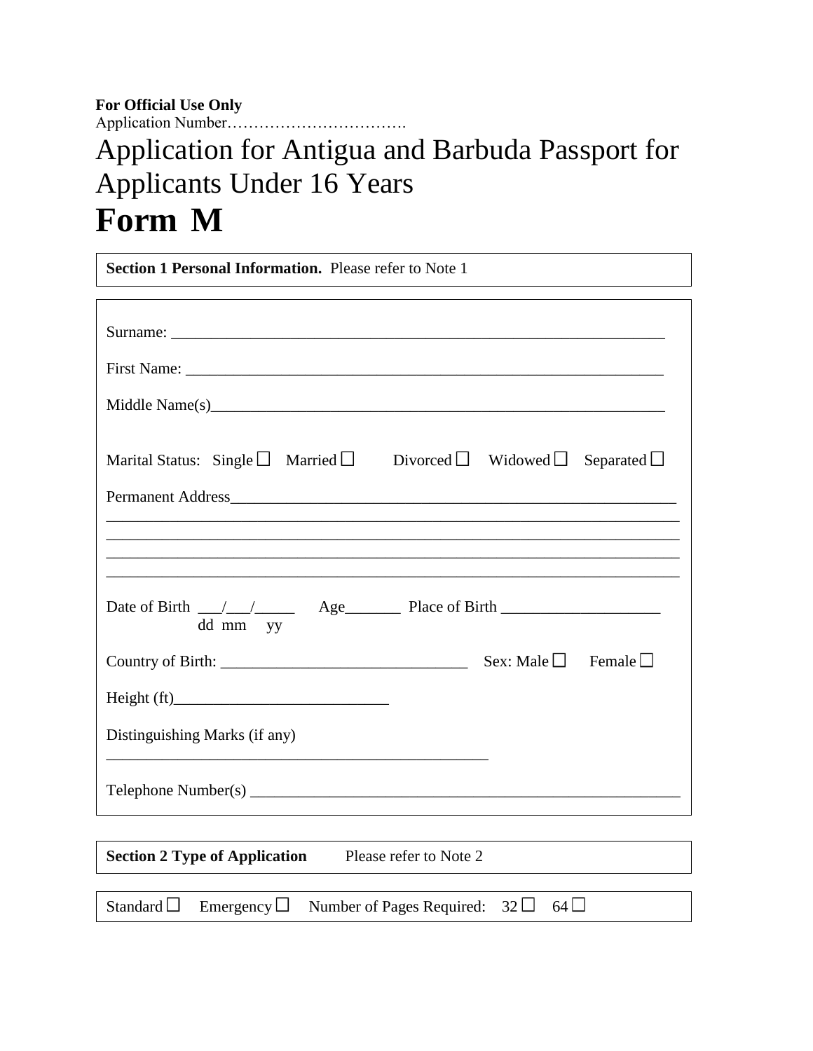**For Official Use Only**
Application Number…………………………….

# Application for Antigua and Barbuda Passport for Applicants Under 16 Years

# Form M

**Section 1 Personal Information.** Please refer to Note 1

Surname: ______________________________________________________________

First Name: ____________________________________________________________

Middle Name(s)__________________________________________________________

Marital Status: Single ☐ Married ☐ Divorced ☐ Widowed ☐ Separated ☐

Permanent Address_______________________________________________________
_________________________________________________________________________
_________________________________________________________________________
_________________________________________________________________________
_________________________________________________________________________

Date of Birth ___/___/_____ Age_______ Place of Birth ____________________
dd mm yy

Country of Birth: _______________________________ Sex: Male ☐ Female ☐

Height (ft)___________________________

Distinguishing Marks (if any)
_________________________________________________

Telephone Number(s) _______________________________________________________

**Section 2 Type of Application** Please refer to Note 2

Standard ☐ Emergency ☐ Number of Pages Required: 32 ☐ 64 ☐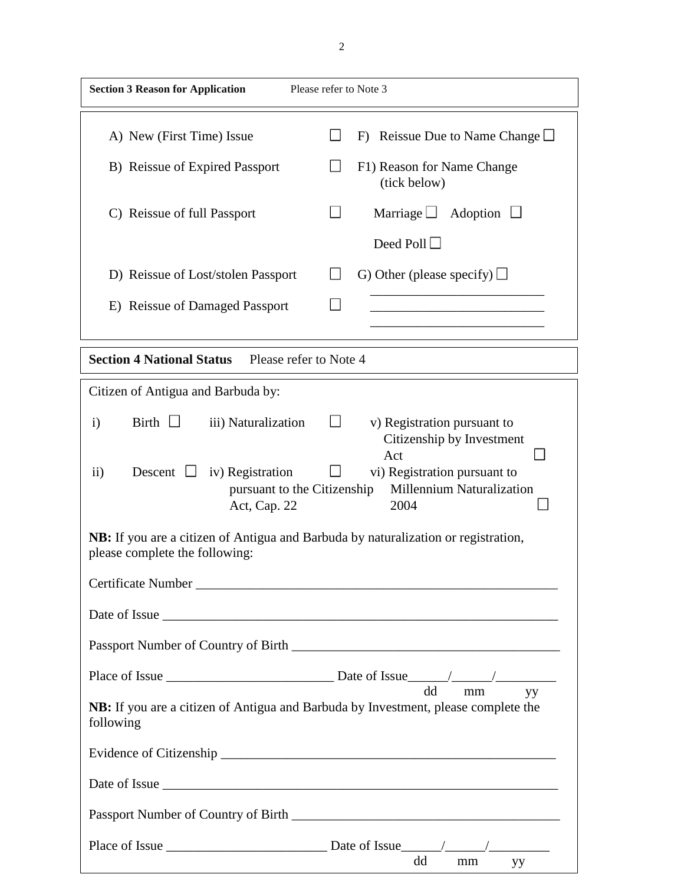**Section 3 Reason for Application** Please refer to Note 3

A) New (First Time) Issue ☐

B) Reissue of Expired Passport ☐

C) Reissue of full Passport ☐

D) Reissue of Lost/stolen Passport ☐

E) Reissue of Damaged Passport ☐

F) Reissue Due to Name Change ☐

F1) Reason for Name Change (tick below)

Marriage ☐ Adoption ☐

Deed Poll ☐

G) Other (please specify) ☐

___________________________

___________________________

___________________________

**Section 4 National Status** Please refer to Note 4

Citizen of Antigua and Barbuda by:

i) Birth ☐

ii) Descent ☐

iii) Naturalization ☐

iv) Registration pursuant to the Citizenship Act, Cap. 22 ☐

v) Registration pursuant to Citizenship by Investment Act ☐

vi) Registration pursuant to Millennium Naturalization 2004 ☐

**NB:** If you are a citizen of Antigua and Barbuda by naturalization or registration, please complete the following:

Certificate Number _______________________________________________________

Date of Issue ____________________________________________________________

Passport Number of Country of Birth ______________________________________

Place of Issue _________________________ Date of Issue______/______/_________
dd mm yy

**NB:** If you are a citizen of Antigua and Barbuda by Investment, please complete the following

Evidence of Citizenship ___________________________________________________

Date of Issue ____________________________________________________________

Passport Number of Country of Birth ______________________________________

Place of Issue ________________________ Date of Issue______/______/_________
dd mm yy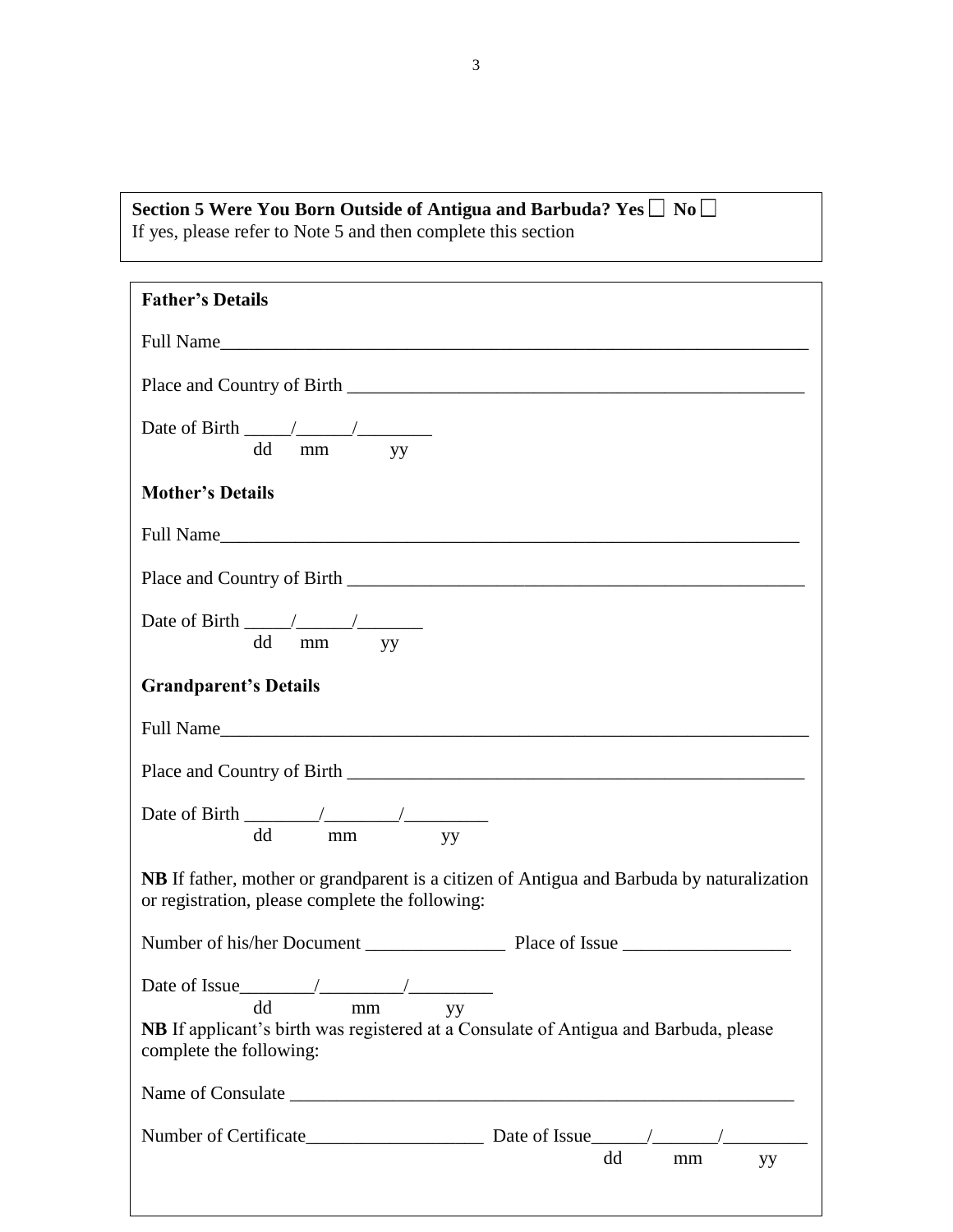**Section 5 Were You Born Outside of Antigua and Barbuda? Yes ☐ No ☐**
If yes, please refer to Note 5 and then complete this section

**Father's Details**

Full Name_______________________________________________________________

Place and Country of Birth ____________________________________________

Date of Birth _____/______/________
dd mm yy

**Mother's Details**

Full Name_______________________________________________________________

Place and Country of Birth ____________________________________________

Date of Birth _____/______/_______
dd mm yy

**Grandparent's Details**

Full Name_______________________________________________________________

Place and Country of Birth ____________________________________________

Date of Birth ________/________/_________
dd mm yy

**NB** If father, mother or grandparent is a citizen of Antigua and Barbuda by naturalization or registration, please complete the following:

Number of his/her Document _______________ Place of Issue _________________

Date of Issue________/_________/_________
dd mm yy

**NB** If applicant's birth was registered at a Consulate of Antigua and Barbuda, please complete the following:

Name of Consulate ______________________________________________________

Number of Certificate___________________ Date of Issue______/_______/_________
dd mm yy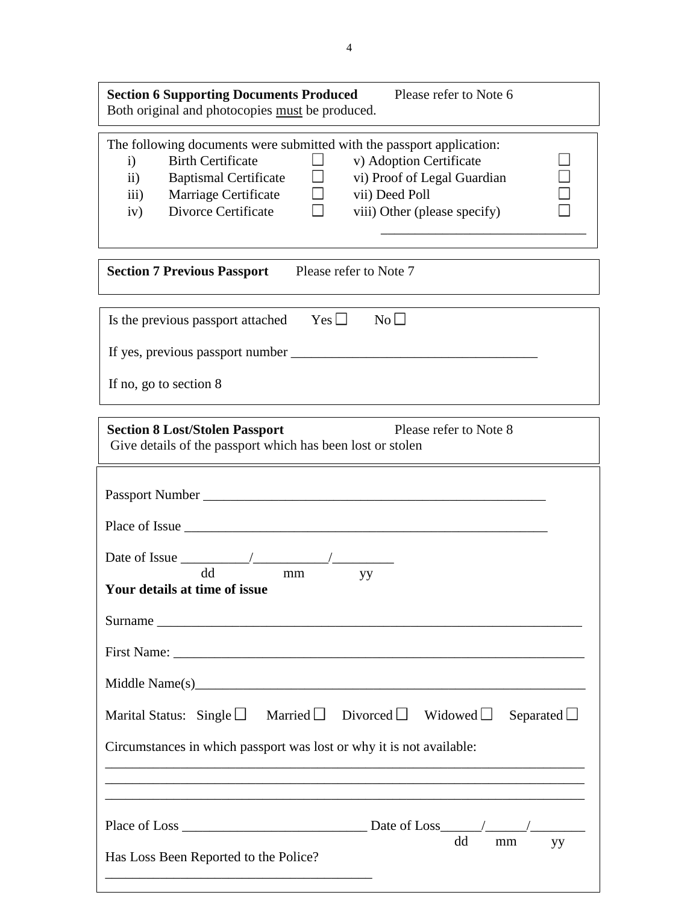**Section 6 Supporting Documents Produced** Please refer to Note 6
Both original and photocopies must be produced.

The following documents were submitted with the passport application:

| | | | | |
|---|---|---|---|---|
| i) | Birth Certificate | ☐ | v) Adoption Certificate | ☐ |
| ii) | Baptismal Certificate | ☐ | vi) Proof of Legal Guardian | ☐ |
| iii) | Marriage Certificate | ☐ | vii) Deed Poll | ☐ |
| iv) | Divorce Certificate | ☐ | viii) Other (please specify) | ☐ |

______________________________

**Section 7 Previous Passport** Please refer to Note 7

Is the previous passport attached Yes ☐ No ☐

If yes, previous passport number ___________________________________

If no, go to section 8

**Section 8 Lost/Stolen Passport** Please refer to Note 8
Give details of the passport which has been lost or stolen

Passport Number __________________________________________________

Place of Issue ____________________________________________________

Date of Issue __________/___________/_________
dd mm yy

**Your details at time of issue**

Surname _________________________________________________________

First Name: ______________________________________________________

Middle Name(s)____________________________________________________

Marital Status: Single ☐ Married ☐ Divorced ☐ Widowed ☐ Separated ☐

Circumstances in which passport was lost or why it is not available:
_________________________________________________________________
_________________________________________________________________
_________________________________________________________________

Place of Loss __________________________ Date of Loss______/______/________
dd mm yy

Has Loss Been Reported to the Police?
______________________________________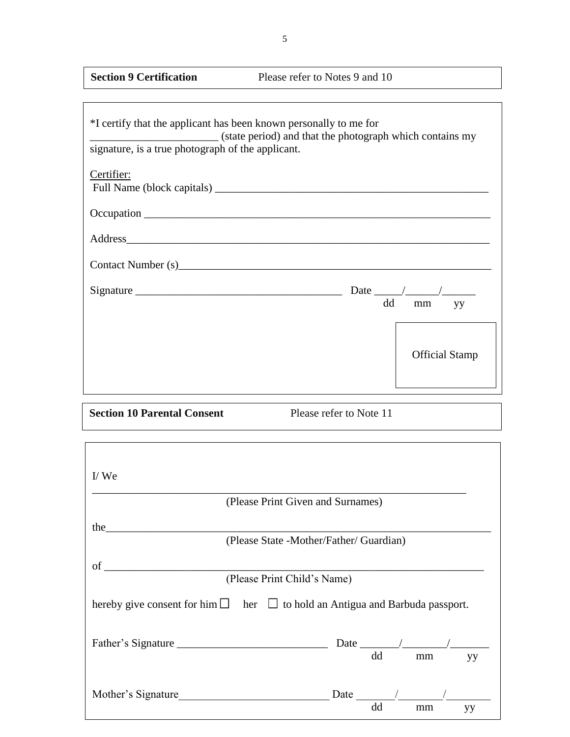**Section 9 Certification** Please refer to Notes 9 and 10

*I certify that the applicant has been known personally to me for _______________________ (state period) and that the photograph which contains my signature, is a true photograph of the applicant.

Certifier:

Full Name (block capitals) __________________________________________________

Occupation ______________________________________________________________

Address_________________________________________________________________

Contact Number (s)_______________________________________________________

Signature _____________________________________ Date _____/______/______
dd mm yy

Official Stamp

**Section 10 Parental Consent** Please refer to Note 11

I/ We

_________________________________________________________________
(Please Print Given and Surnames)

the_______________________________________________________________
(Please State -Mother/Father/ Guardian)

of ________________________________________________________________
(Please Print Child's Name)

hereby give consent for him ☐ her ☐ to hold an Antigua and Barbuda passport.

Father's Signature ___________________________ Date _______/________/_______
dd mm yy

Mother's Signature___________________________ Date _______/________/________
dd mm yy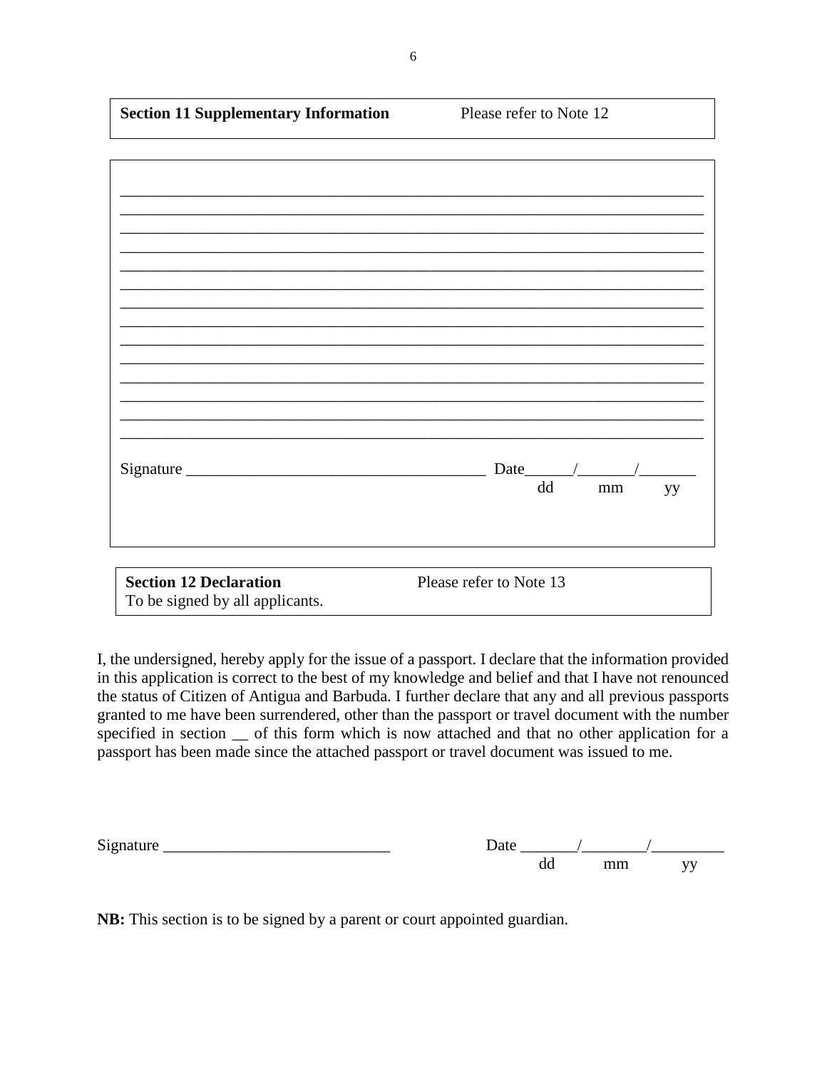**Section 11 Supplementary Information** Please refer to Note 12

\_\_\_\_\_\_\_\_\_\_\_\_\_\_\_\_\_\_\_\_\_\_\_\_\_\_\_\_\_\_\_\_\_\_\_\_\_\_\_\_\_\_\_\_\_\_\_\_\_\_\_\_\_\_\_\_\_\_\_\_\_\_\_\_\_\_\_\_\_\_\_\_\_\_\_\_
\_\_\_\_\_\_\_\_\_\_\_\_\_\_\_\_\_\_\_\_\_\_\_\_\_\_\_\_\_\_\_\_\_\_\_\_\_\_\_\_\_\_\_\_\_\_\_\_\_\_\_\_\_\_\_\_\_\_\_\_\_\_\_\_\_\_\_\_\_\_\_\_\_\_\_\_
\_\_\_\_\_\_\_\_\_\_\_\_\_\_\_\_\_\_\_\_\_\_\_\_\_\_\_\_\_\_\_\_\_\_\_\_\_\_\_\_\_\_\_\_\_\_\_\_\_\_\_\_\_\_\_\_\_\_\_\_\_\_\_\_\_\_\_\_\_\_\_\_\_\_\_\_
\_\_\_\_\_\_\_\_\_\_\_\_\_\_\_\_\_\_\_\_\_\_\_\_\_\_\_\_\_\_\_\_\_\_\_\_\_\_\_\_\_\_\_\_\_\_\_\_\_\_\_\_\_\_\_\_\_\_\_\_\_\_\_\_\_\_\_\_\_\_\_\_\_\_\_\_
\_\_\_\_\_\_\_\_\_\_\_\_\_\_\_\_\_\_\_\_\_\_\_\_\_\_\_\_\_\_\_\_\_\_\_\_\_\_\_\_\_\_\_\_\_\_\_\_\_\_\_\_\_\_\_\_\_\_\_\_\_\_\_\_\_\_\_\_\_\_\_\_\_\_\_\_
\_\_\_\_\_\_\_\_\_\_\_\_\_\_\_\_\_\_\_\_\_\_\_\_\_\_\_\_\_\_\_\_\_\_\_\_\_\_\_\_\_\_\_\_\_\_\_\_\_\_\_\_\_\_\_\_\_\_\_\_\_\_\_\_\_\_\_\_\_\_\_\_\_\_\_\_
\_\_\_\_\_\_\_\_\_\_\_\_\_\_\_\_\_\_\_\_\_\_\_\_\_\_\_\_\_\_\_\_\_\_\_\_\_\_\_\_\_\_\_\_\_\_\_\_\_\_\_\_\_\_\_\_\_\_\_\_\_\_\_\_\_\_\_\_\_\_\_\_\_\_\_\_
\_\_\_\_\_\_\_\_\_\_\_\_\_\_\_\_\_\_\_\_\_\_\_\_\_\_\_\_\_\_\_\_\_\_\_\_\_\_\_\_\_\_\_\_\_\_\_\_\_\_\_\_\_\_\_\_\_\_\_\_\_\_\_\_\_\_\_\_\_\_\_\_\_\_\_\_
\_\_\_\_\_\_\_\_\_\_\_\_\_\_\_\_\_\_\_\_\_\_\_\_\_\_\_\_\_\_\_\_\_\_\_\_\_\_\_\_\_\_\_\_\_\_\_\_\_\_\_\_\_\_\_\_\_\_\_\_\_\_\_\_\_\_\_\_\_\_\_\_\_\_\_\_
\_\_\_\_\_\_\_\_\_\_\_\_\_\_\_\_\_\_\_\_\_\_\_\_\_\_\_\_\_\_\_\_\_\_\_\_\_\_\_\_\_\_\_\_\_\_\_\_\_\_\_\_\_\_\_\_\_\_\_\_\_\_\_\_\_\_\_\_\_\_\_\_\_\_\_\_
\_\_\_\_\_\_\_\_\_\_\_\_\_\_\_\_\_\_\_\_\_\_\_\_\_\_\_\_\_\_\_\_\_\_\_\_\_\_\_\_\_\_\_\_\_\_\_\_\_\_\_\_\_\_\_\_\_\_\_\_\_\_\_\_\_\_\_\_\_\_\_\_\_\_\_\_
\_\_\_\_\_\_\_\_\_\_\_\_\_\_\_\_\_\_\_\_\_\_\_\_\_\_\_\_\_\_\_\_\_\_\_\_\_\_\_\_\_\_\_\_\_\_\_\_\_\_\_\_\_\_\_\_\_\_\_\_\_\_\_\_\_\_\_\_\_\_\_\_\_\_\_\_
\_\_\_\_\_\_\_\_\_\_\_\_\_\_\_\_\_\_\_\_\_\_\_\_\_\_\_\_\_\_\_\_\_\_\_\_\_\_\_\_\_\_\_\_\_\_\_\_\_\_\_\_\_\_\_\_\_\_\_\_\_\_\_\_\_\_\_\_\_\_\_\_\_\_\_\_
\_\_\_\_\_\_\_\_\_\_\_\_\_\_\_\_\_\_\_\_\_\_\_\_\_\_\_\_\_\_\_\_\_\_\_\_\_\_\_\_\_\_\_\_\_\_\_\_\_\_\_\_\_\_\_\_\_\_\_\_\_\_\_\_\_\_\_\_\_\_\_\_\_\_\_\_

Signature \_\_\_\_\_\_\_\_\_\_\_\_\_\_\_\_\_\_\_\_\_\_\_\_\_\_\_\_\_\_\_\_\_\_\_\_\_\_ Date\_\_\_\_\_\_/\_\_\_\_\_\_\_/\_\_\_\_\_\_\_
dd mm yy

**Section 12 Declaration** Please refer to Note 13
To be signed by all applicants.

I, the undersigned, hereby apply for the issue of a passport. I declare that the information provided in this application is correct to the best of my knowledge and belief and that I have not renounced the status of Citizen of Antigua and Barbuda. I further declare that any and all previous passports granted to me have been surrendered, other than the passport or travel document with the number specified in section \_\_ of this form which is now attached and that no other application for a passport has been made since the attached passport or travel document was issued to me.

Signature \_\_\_\_\_\_\_\_\_\_\_\_\_\_\_\_\_\_\_\_\_\_\_\_\_\_\_\_ Date \_\_\_\_\_\_\_/\_\_\_\_\_\_\_\_/\_\_\_\_\_\_\_\_\_
dd mm yy

**NB:** This section is to be signed by a parent or court appointed guardian.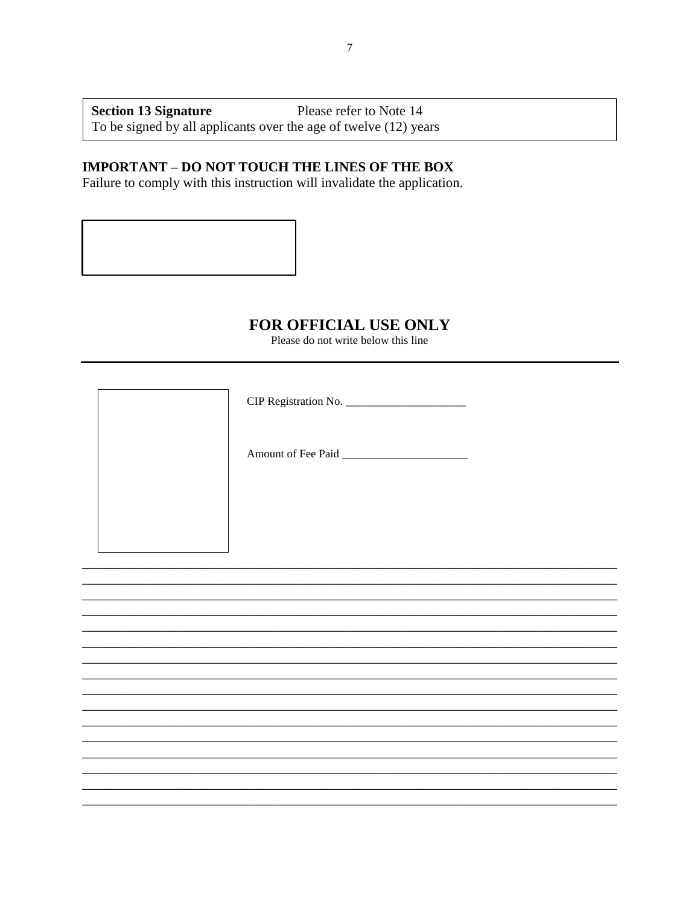**Section 13 Signature** Please refer to Note 14
To be signed by all applicants over the age of twelve (12) years

**IMPORTANT – DO NOT TOUCH THE LINES OF THE BOX**
Failure to comply with this instruction will invalidate the application.

## FOR OFFICIAL USE ONLY

Please do not write below this line

---

CIP Registration No. _____________________

Amount of Fee Paid ______________________